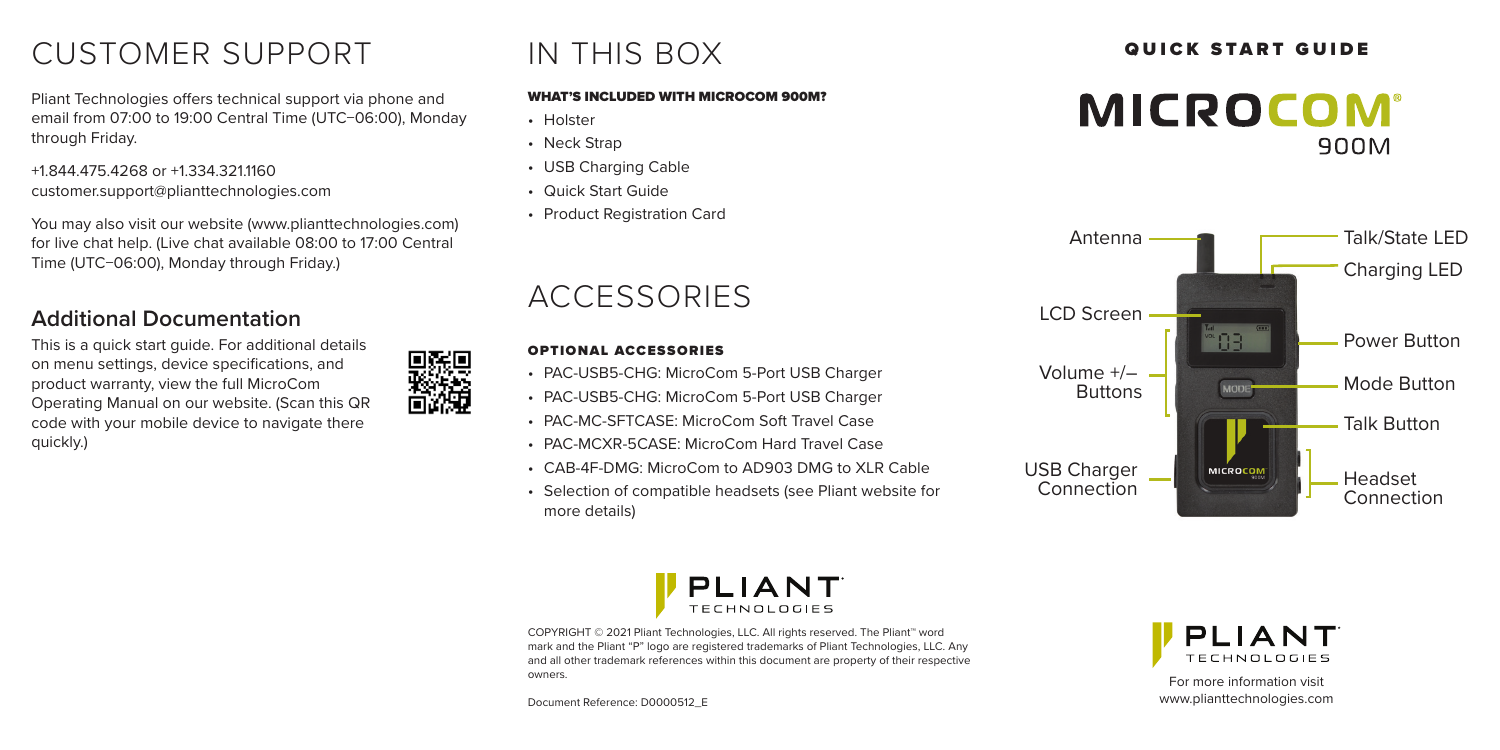# CUSTOMER SUPPORT

Pliant Technologies offers technical support via phone and email from 07:00 to 19:00 Central Time (UTC−06:00), Monday through Friday.

+1.844.475.4268 or +1.334.321.1160
customer.support@plianttechnologies.com

You may also visit our website (www.plianttechnologies.com) for live chat help. (Live chat available 08:00 to 17:00 Central Time (UTC−06:00), Monday through Friday.)

## Additional Documentation

This is a quick start guide. For additional details on menu settings, device specifications, and product warranty, view the full MicroCom Operating Manual on our website. (Scan this QR code with your mobile device to navigate there quickly.)

# IN THIS BOX

### WHAT'S INCLUDED WITH MICROCOM 900M?

- Holster
- Neck Strap
- USB Charging Cable
- Quick Start Guide
- Product Registration Card

# ACCESSORIES

### OPTIONAL ACCESSORIES

- PAC-USB5-CHG: MicroCom 5-Port USB Charger
- PAC-USB5-CHG: MicroCom 5-Port USB Charger
- PAC-MC-SFTCASE: MicroCom Soft Travel Case
- PAC-MCXR-5CASE: MicroCom Hard Travel Case
- CAB-4F-DMG: MicroCom to AD903 DMG to XLR Cable
- Selection of compatible headsets (see Pliant website for more details)

PLIANT TECHNOLOGIES

COPYRIGHT © 2021 Pliant Technologies, LLC. All rights reserved. The Pliant™ word mark and the Pliant "P" logo are registered trademarks of Pliant Technologies, LLC. Any and all other trademark references within this document are property of their respective owners.

Document Reference: D0000512_E

## QUICK START GUIDE

# MICROCOM® 900M

- Antenna
- LCD Screen
- Volume +/– Buttons
- USB Charger Connection
- Talk/State LED
- Charging LED
- Power Button
- Mode Button
- Talk Button
- Headset Connection

PLIANT TECHNOLOGIES

For more information visit
www.plianttechnologies.com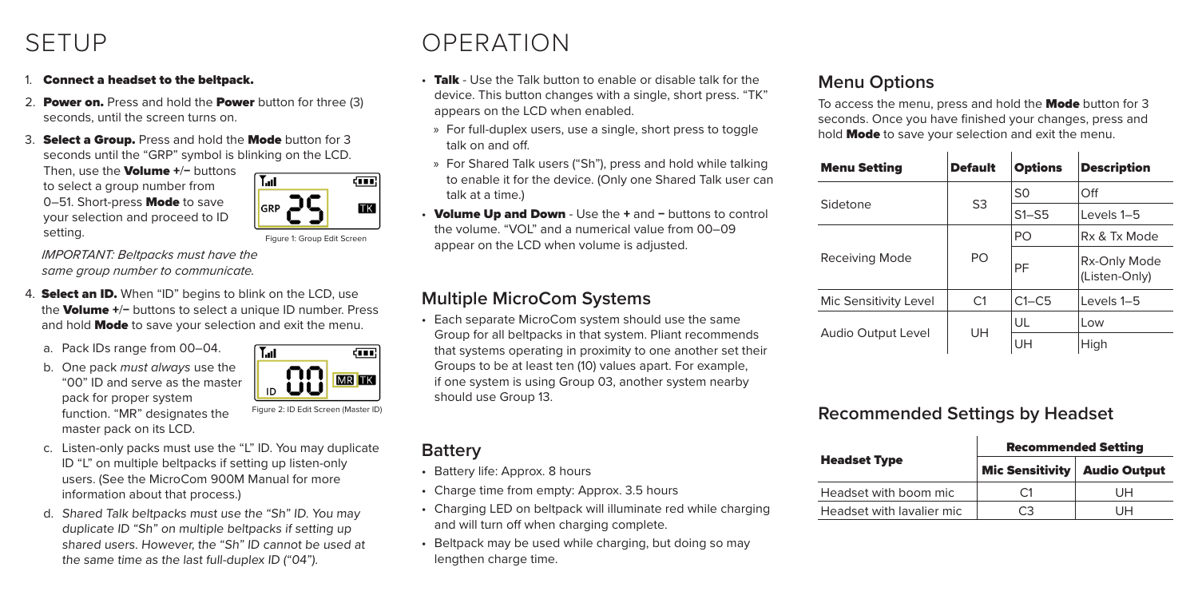# SETUP

1. **Connect a headset to the beltpack.**
2. **Power on.** Press and hold the **Power** button for three (3) seconds, until the screen turns on.
3. **Select a Group.** Press and hold the **Mode** button for 3 seconds until the "GRP" symbol is blinking on the LCD. Then, use the **Volume +/−** buttons to select a group number from 0–51. Short-press **Mode** to save your selection and proceed to ID setting.

   Figure 1: Group Edit Screen

   *IMPORTANT: Beltpacks must have the same group number to communicate.*

4. **Select an ID.** When "ID" begins to blink on the LCD, use the **Volume +/−** buttons to select a unique ID number. Press and hold **Mode** to save your selection and exit the menu.
   a. Pack IDs range from 00–04.
   b. One pack *must always* use the "00" ID and serve as the master pack for proper system function. "MR" designates the master pack on its LCD.

   Figure 2: ID Edit Screen (Master ID)

   c. Listen-only packs must use the "L" ID. You may duplicate ID "L" on multiple beltpacks if setting up listen-only users. (See the MicroCom 900M Manual for more information about that process.)
   d. *Shared Talk beltpacks must use the "Sh" ID. You may duplicate ID "Sh" on multiple beltpacks if setting up shared users. However, the "Sh" ID cannot be used at the same time as the last full-duplex ID ("04").*

# OPERATION

- **Talk** - Use the Talk button to enable or disable talk for the device. This button changes with a single, short press. "TK" appears on the LCD when enabled.
  - » For full-duplex users, use a single, short press to toggle talk on and off.
  - » For Shared Talk users ("Sh"), press and hold while talking to enable it for the device. (Only one Shared Talk user can talk at a time.)
- **Volume Up and Down** - Use the **+** and **−** buttons to control the volume. "VOL" and a numerical value from 00–09 appear on the LCD when volume is adjusted.

## Multiple MicroCom Systems

- Each separate MicroCom system should use the same Group for all beltpacks in that system. Pliant recommends that systems operating in proximity to one another set their Groups to be at least ten (10) values apart. For example, if one system is using Group 03, another system nearby should use Group 13.

## Battery

- Battery life: Approx. 8 hours
- Charge time from empty: Approx. 3.5 hours
- Charging LED on beltpack will illuminate red while charging and will turn off when charging complete.
- Beltpack may be used while charging, but doing so may lengthen charge time.

## Menu Options

To access the menu, press and hold the **Mode** button for 3 seconds. Once you have finished your changes, press and hold **Mode** to save your selection and exit the menu.

| Menu Setting | Default | Options | Description |
|---|---|---|---|
| Sidetone | S3 | S0 | Off |
| | | S1–S5 | Levels 1–5 |
| Receiving Mode | PO | PO | Rx & Tx Mode |
| | | PF | Rx-Only Mode (Listen-Only) |
| Mic Sensitivity Level | C1 | C1–C5 | Levels 1–5 |
| Audio Output Level | UH | UL | Low |
| | | UH | High |

## Recommended Settings by Headset

| Headset Type | Recommended Setting | |
|---|---|---|
| | Mic Sensitivity | Audio Output |
| Headset with boom mic | C1 | UH |
| Headset with lavalier mic | C3 | UH |